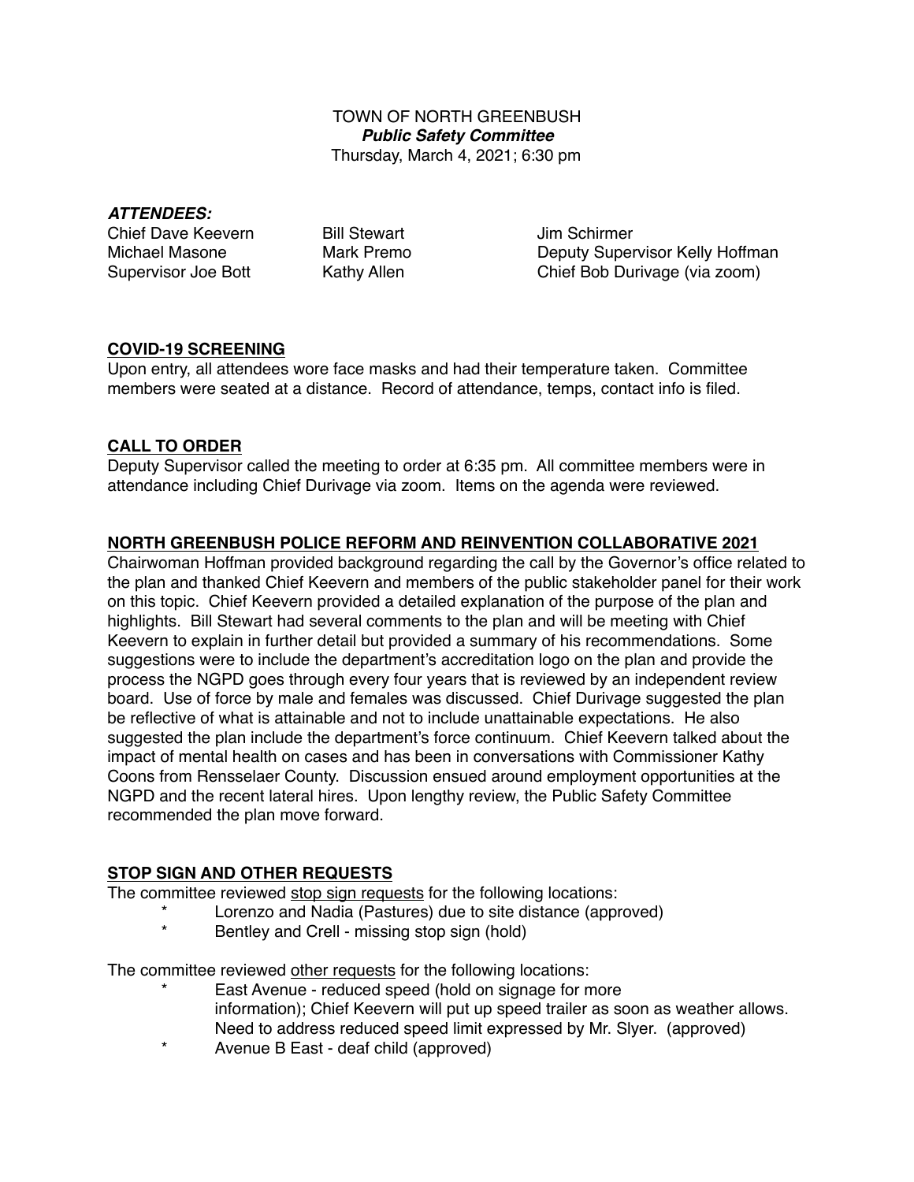TOWN OF NORTH GREENBUSH
***Public Safety Committee***
Thursday, March 4, 2021; 6:30 pm

***ATTENDEES:***

| | | |
|---|---|---|
| Chief Dave Keevern | Bill Stewart | Jim Schirmer |
| Michael Masone | Mark Premo | Deputy Supervisor Kelly Hoffman |
| Supervisor Joe Bott | Kathy Allen | Chief Bob Durivage (via zoom) |

**COVID-19 SCREENING**

Upon entry, all attendees wore face masks and had their temperature taken. Committee members were seated at a distance. Record of attendance, temps, contact info is filed.

**CALL TO ORDER**

Deputy Supervisor called the meeting to order at 6:35 pm. All committee members were in attendance including Chief Durivage via zoom. Items on the agenda were reviewed.

**NORTH GREENBUSH POLICE REFORM AND REINVENTION COLLABORATIVE 2021**

Chairwoman Hoffman provided background regarding the call by the Governor's office related to the plan and thanked Chief Keevern and members of the public stakeholder panel for their work on this topic. Chief Keevern provided a detailed explanation of the purpose of the plan and highlights. Bill Stewart had several comments to the plan and will be meeting with Chief Keevern to explain in further detail but provided a summary of his recommendations. Some suggestions were to include the department's accreditation logo on the plan and provide the process the NGPD goes through every four years that is reviewed by an independent review board. Use of force by male and females was discussed. Chief Durivage suggested the plan be reflective of what is attainable and not to include unattainable expectations. He also suggested the plan include the department's force continuum. Chief Keevern talked about the impact of mental health on cases and has been in conversations with Commissioner Kathy Coons from Rensselaer County. Discussion ensued around employment opportunities at the NGPD and the recent lateral hires. Upon lengthy review, the Public Safety Committee recommended the plan move forward.

**STOP SIGN AND OTHER REQUESTS**

The committee reviewed stop sign requests for the following locations:

* Lorenzo and Nadia (Pastures) due to site distance (approved)
* Bentley and Crell - missing stop sign (hold)

The committee reviewed other requests for the following locations:

* East Avenue - reduced speed (hold on signage for more information); Chief Keevern will put up speed trailer as soon as weather allows. Need to address reduced speed limit expressed by Mr. Slyer. (approved)
* Avenue B East - deaf child (approved)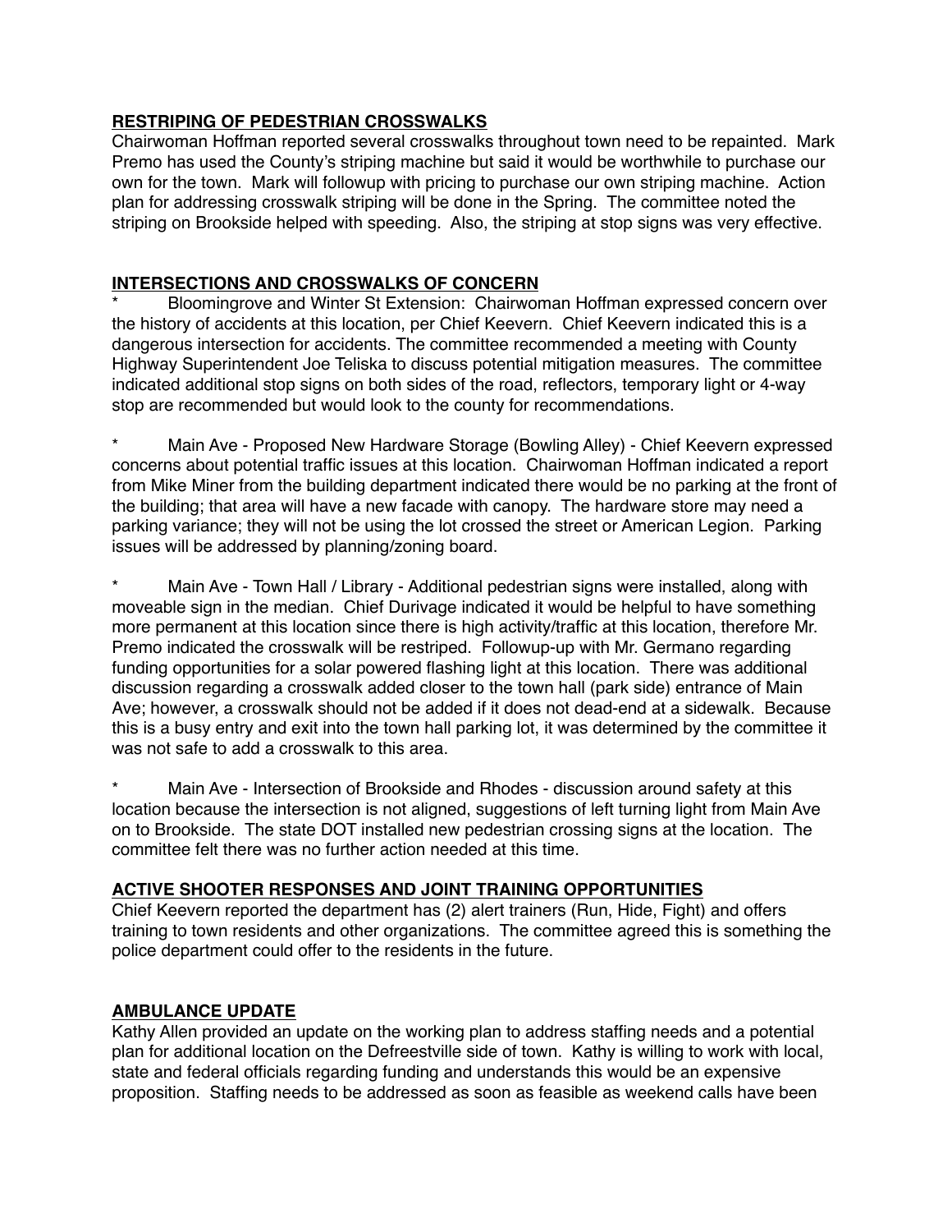**RESTRIPING OF PEDESTRIAN CROSSWALKS**

Chairwoman Hoffman reported several crosswalks throughout town need to be repainted. Mark Premo has used the County's striping machine but said it would be worthwhile to purchase our own for the town. Mark will followup with pricing to purchase our own striping machine. Action plan for addressing crosswalk striping will be done in the Spring. The committee noted the striping on Brookside helped with speeding. Also, the striping at stop signs was very effective.

**INTERSECTIONS AND CROSSWALKS OF CONCERN**

* Bloomingrove and Winter St Extension: Chairwoman Hoffman expressed concern over the history of accidents at this location, per Chief Keevern. Chief Keevern indicated this is a dangerous intersection for accidents. The committee recommended a meeting with County Highway Superintendent Joe Teliska to discuss potential mitigation measures. The committee indicated additional stop signs on both sides of the road, reflectors, temporary light or 4-way stop are recommended but would look to the county for recommendations.

* Main Ave - Proposed New Hardware Storage (Bowling Alley) - Chief Keevern expressed concerns about potential traffic issues at this location. Chairwoman Hoffman indicated a report from Mike Miner from the building department indicated there would be no parking at the front of the building; that area will have a new facade with canopy. The hardware store may need a parking variance; they will not be using the lot crossed the street or American Legion. Parking issues will be addressed by planning/zoning board.

* Main Ave - Town Hall / Library - Additional pedestrian signs were installed, along with moveable sign in the median. Chief Durivage indicated it would be helpful to have something more permanent at this location since there is high activity/traffic at this location, therefore Mr. Premo indicated the crosswalk will be restriped. Followup-up with Mr. Germano regarding funding opportunities for a solar powered flashing light at this location. There was additional discussion regarding a crosswalk added closer to the town hall (park side) entrance of Main Ave; however, a crosswalk should not be added if it does not dead-end at a sidewalk. Because this is a busy entry and exit into the town hall parking lot, it was determined by the committee it was not safe to add a crosswalk to this area.

* Main Ave - Intersection of Brookside and Rhodes - discussion around safety at this location because the intersection is not aligned, suggestions of left turning light from Main Ave on to Brookside. The state DOT installed new pedestrian crossing signs at the location. The committee felt there was no further action needed at this time.

**ACTIVE SHOOTER RESPONSES AND JOINT TRAINING OPPORTUNITIES**

Chief Keevern reported the department has (2) alert trainers (Run, Hide, Fight) and offers training to town residents and other organizations. The committee agreed this is something the police department could offer to the residents in the future.

**AMBULANCE UPDATE**

Kathy Allen provided an update on the working plan to address staffing needs and a potential plan for additional location on the Defreestville side of town. Kathy is willing to work with local, state and federal officials regarding funding and understands this would be an expensive proposition. Staffing needs to be addressed as soon as feasible as weekend calls have been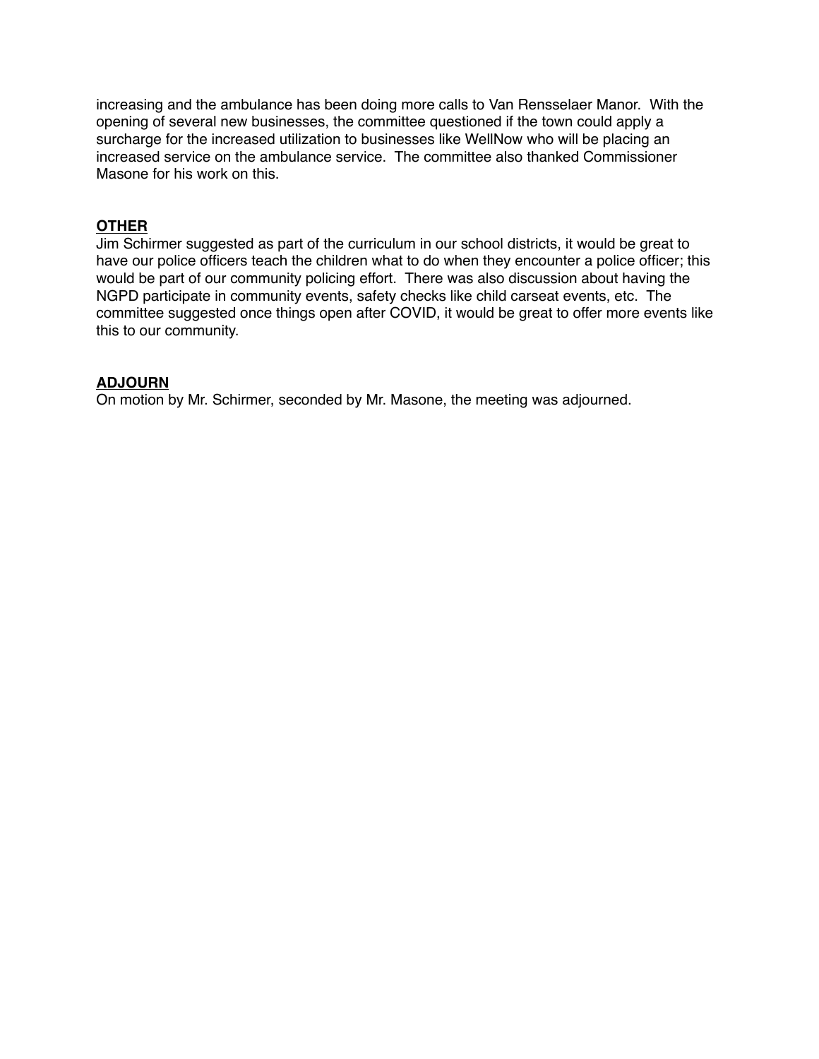increasing and the ambulance has been doing more calls to Van Rensselaer Manor. With the opening of several new businesses, the committee questioned if the town could apply a surcharge for the increased utilization to businesses like WellNow who will be placing an increased service on the ambulance service. The committee also thanked Commissioner Masone for his work on this.

**OTHER**

Jim Schirmer suggested as part of the curriculum in our school districts, it would be great to have our police officers teach the children what to do when they encounter a police officer; this would be part of our community policing effort. There was also discussion about having the NGPD participate in community events, safety checks like child carseat events, etc. The committee suggested once things open after COVID, it would be great to offer more events like this to our community.

**ADJOURN**

On motion by Mr. Schirmer, seconded by Mr. Masone, the meeting was adjourned.